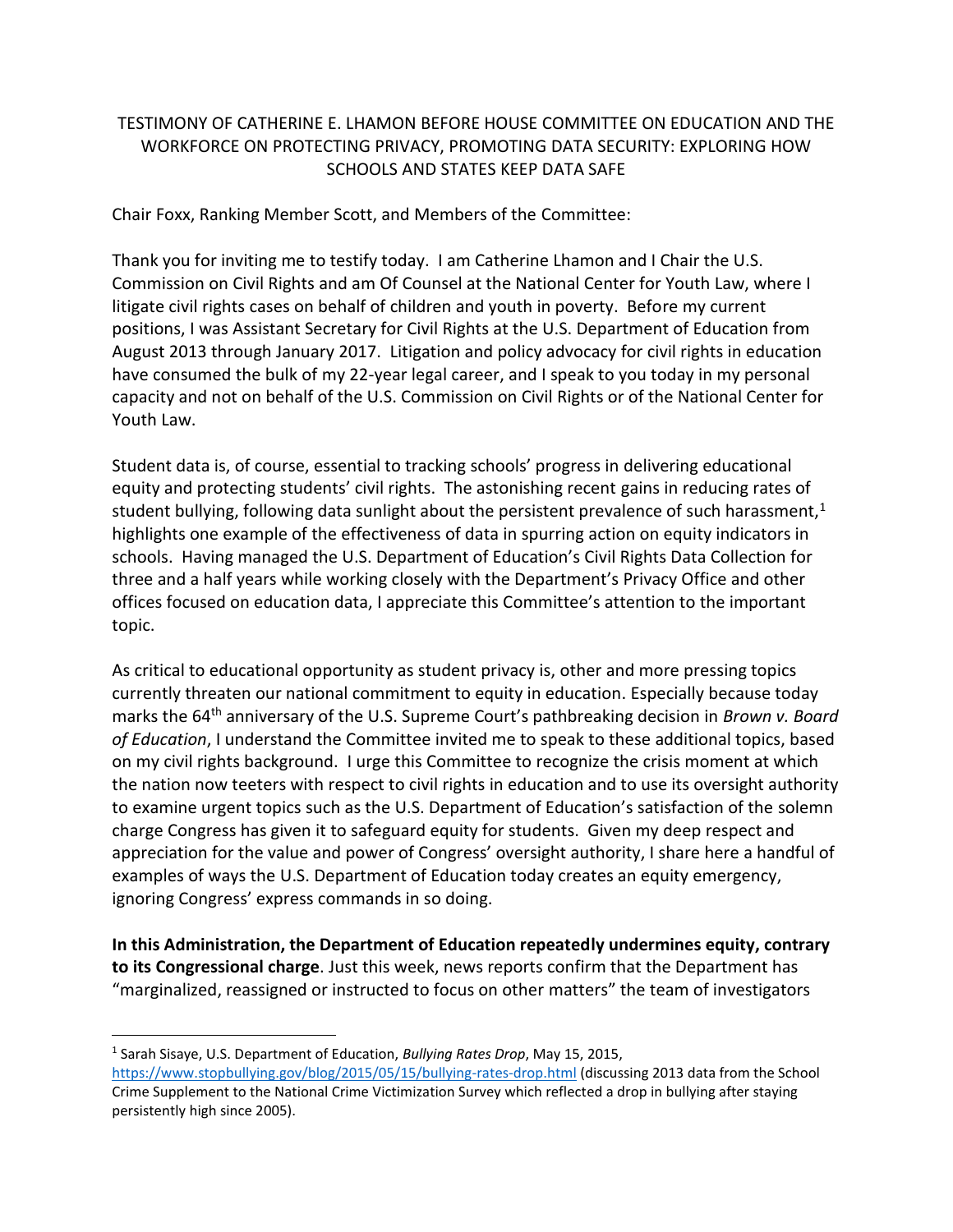# TESTIMONY OF CATHERINE E. LHAMON BEFORE HOUSE COMMITTEE ON EDUCATION AND THE WORKFORCE ON PROTECTING PRIVACY, PROMOTING DATA SECURITY: EXPLORING HOW SCHOOLS AND STATES KEEP DATA SAFE

Chair Foxx, Ranking Member Scott, and Members of the Committee:

Thank you for inviting me to testify today. I am Catherine Lhamon and I Chair the U.S. Commission on Civil Rights and am Of Counsel at the National Center for Youth Law, where I litigate civil rights cases on behalf of children and youth in poverty. Before my current positions, I was Assistant Secretary for Civil Rights at the U.S. Department of Education from August 2013 through January 2017. Litigation and policy advocacy for civil rights in education have consumed the bulk of my 22-year legal career, and I speak to you today in my personal capacity and not on behalf of the U.S. Commission on Civil Rights or of the National Center for Youth Law.

Student data is, of course, essential to tracking schools' progress in delivering educational equity and protecting students' civil rights. The astonishing recent gains in reducing rates of student bullying, following data sunlight about the persistent prevalence of such harassment,[1] highlights one example of the effectiveness of data in spurring action on equity indicators in schools. Having managed the U.S. Department of Education's Civil Rights Data Collection for three and a half years while working closely with the Department's Privacy Office and other offices focused on education data, I appreciate this Committee's attention to the important topic.

As critical to educational opportunity as student privacy is, other and more pressing topics currently threaten our national commitment to equity in education. Especially because today marks the 64th anniversary of the U.S. Supreme Court's pathbreaking decision in *Brown v. Board of Education*, I understand the Committee invited me to speak to these additional topics, based on my civil rights background. I urge this Committee to recognize the crisis moment at which the nation now teeters with respect to civil rights in education and to use its oversight authority to examine urgent topics such as the U.S. Department of Education's satisfaction of the solemn charge Congress has given it to safeguard equity for students. Given my deep respect and appreciation for the value and power of Congress' oversight authority, I share here a handful of examples of ways the U.S. Department of Education today creates an equity emergency, ignoring Congress' express commands in so doing.

**In this Administration, the Department of Education repeatedly undermines equity, contrary to its Congressional charge**. Just this week, news reports confirm that the Department has "marginalized, reassigned or instructed to focus on other matters" the team of investigators

---

[1] Sarah Sisaye, U.S. Department of Education, *Bullying Rates Drop*, May 15, 2015, https://www.stopbullying.gov/blog/2015/05/15/bullying-rates-drop.html (discussing 2013 data from the School Crime Supplement to the National Crime Victimization Survey which reflected a drop in bullying after staying persistently high since 2005).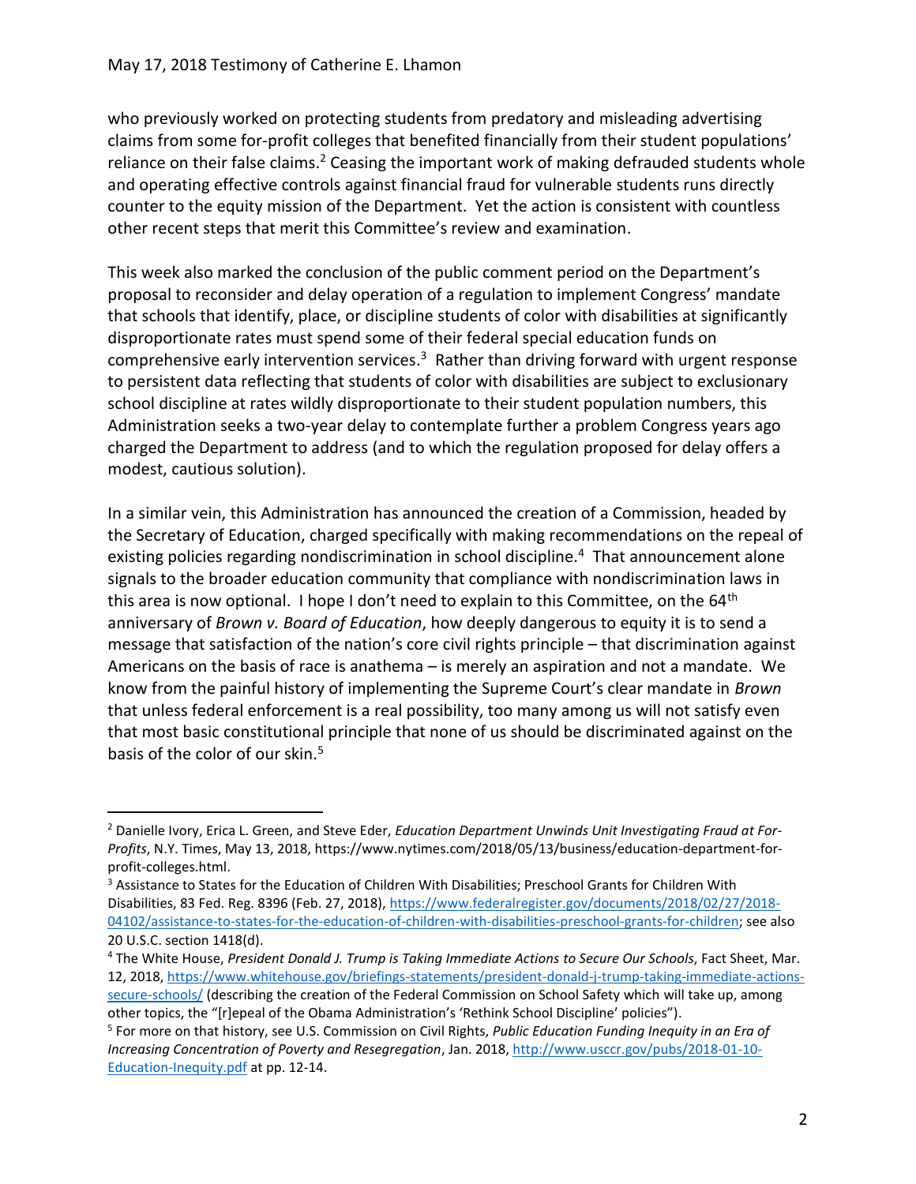who previously worked on protecting students from predatory and misleading advertising claims from some for-profit colleges that benefited financially from their student populations' reliance on their false claims.[2] Ceasing the important work of making defrauded students whole and operating effective controls against financial fraud for vulnerable students runs directly counter to the equity mission of the Department. Yet the action is consistent with countless other recent steps that merit this Committee's review and examination.

This week also marked the conclusion of the public comment period on the Department's proposal to reconsider and delay operation of a regulation to implement Congress' mandate that schools that identify, place, or discipline students of color with disabilities at significantly disproportionate rates must spend some of their federal special education funds on comprehensive early intervention services.[3] Rather than driving forward with urgent response to persistent data reflecting that students of color with disabilities are subject to exclusionary school discipline at rates wildly disproportionate to their student population numbers, this Administration seeks a two-year delay to contemplate further a problem Congress years ago charged the Department to address (and to which the regulation proposed for delay offers a modest, cautious solution).

In a similar vein, this Administration has announced the creation of a Commission, headed by the Secretary of Education, charged specifically with making recommendations on the repeal of existing policies regarding nondiscrimination in school discipline.[4] That announcement alone signals to the broader education community that compliance with nondiscrimination laws in this area is now optional. I hope I don't need to explain to this Committee, on the 64th anniversary of *Brown v. Board of Education*, how deeply dangerous to equity it is to send a message that satisfaction of the nation's core civil rights principle – that discrimination against Americans on the basis of race is anathema – is merely an aspiration and not a mandate. We know from the painful history of implementing the Supreme Court's clear mandate in *Brown* that unless federal enforcement is a real possibility, too many among us will not satisfy even that most basic constitutional principle that none of us should be discriminated against on the basis of the color of our skin.[5]

---

[2] Danielle Ivory, Erica L. Green, and Steve Eder, *Education Department Unwinds Unit Investigating Fraud at For-Profits*, N.Y. Times, May 13, 2018, https://www.nytimes.com/2018/05/13/business/education-department-for-profit-colleges.html.

[3] Assistance to States for the Education of Children With Disabilities; Preschool Grants for Children With Disabilities, 83 Fed. Reg. 8396 (Feb. 27, 2018), https://www.federalregister.gov/documents/2018/02/27/2018-04102/assistance-to-states-for-the-education-of-children-with-disabilities-preschool-grants-for-children; see also 20 U.S.C. section 1418(d).

[4] The White House, *President Donald J. Trump is Taking Immediate Actions to Secure Our Schools*, Fact Sheet, Mar. 12, 2018, https://www.whitehouse.gov/briefings-statements/president-donald-j-trump-taking-immediate-actions-secure-schools/ (describing the creation of the Federal Commission on School Safety which will take up, among other topics, the "[r]epeal of the Obama Administration's 'Rethink School Discipline' policies").

[5] For more on that history, see U.S. Commission on Civil Rights, *Public Education Funding Inequity in an Era of Increasing Concentration of Poverty and Resegregation*, Jan. 2018, http://www.usccr.gov/pubs/2018-01-10-Education-Inequity.pdf at pp. 12-14.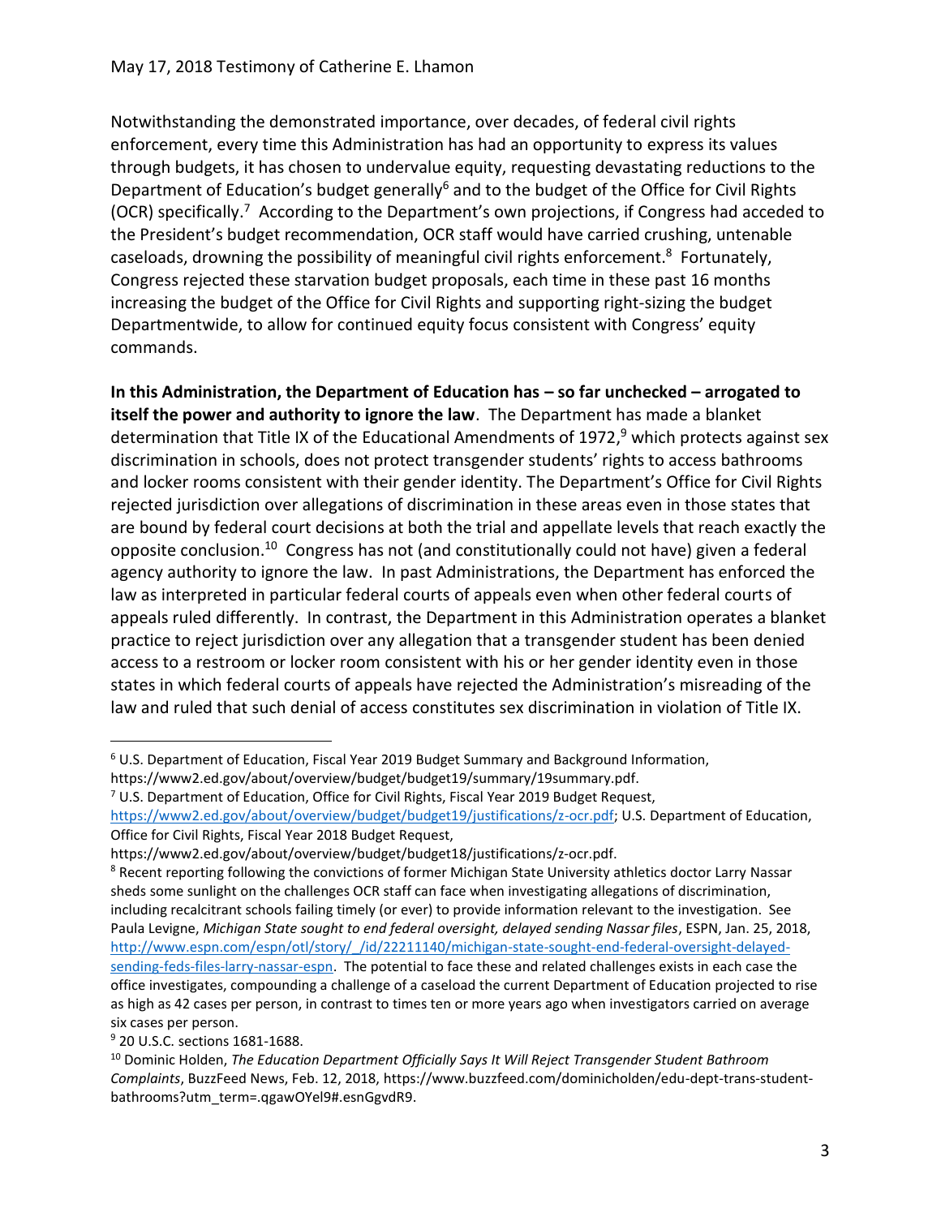Notwithstanding the demonstrated importance, over decades, of federal civil rights enforcement, every time this Administration has had an opportunity to express its values through budgets, it has chosen to undervalue equity, requesting devastating reductions to the Department of Education's budget generally[6] and to the budget of the Office for Civil Rights (OCR) specifically.[7] According to the Department's own projections, if Congress had acceded to the President's budget recommendation, OCR staff would have carried crushing, untenable caseloads, drowning the possibility of meaningful civil rights enforcement.[8] Fortunately, Congress rejected these starvation budget proposals, each time in these past 16 months increasing the budget of the Office for Civil Rights and supporting right-sizing the budget Departmentwide, to allow for continued equity focus consistent with Congress' equity commands.

**In this Administration, the Department of Education has – so far unchecked – arrogated to itself the power and authority to ignore the law**. The Department has made a blanket determination that Title IX of the Educational Amendments of 1972,[9] which protects against sex discrimination in schools, does not protect transgender students' rights to access bathrooms and locker rooms consistent with their gender identity. The Department's Office for Civil Rights rejected jurisdiction over allegations of discrimination in these areas even in those states that are bound by federal court decisions at both the trial and appellate levels that reach exactly the opposite conclusion.[10] Congress has not (and constitutionally could not have) given a federal agency authority to ignore the law. In past Administrations, the Department has enforced the law as interpreted in particular federal courts of appeals even when other federal courts of appeals ruled differently. In contrast, the Department in this Administration operates a blanket practice to reject jurisdiction over any allegation that a transgender student has been denied access to a restroom or locker room consistent with his or her gender identity even in those states in which federal courts of appeals have rejected the Administration's misreading of the law and ruled that such denial of access constitutes sex discrimination in violation of Title IX.

---

[6] U.S. Department of Education, Fiscal Year 2019 Budget Summary and Background Information, https://www2.ed.gov/about/overview/budget/budget19/summary/19summary.pdf.

[7] U.S. Department of Education, Office for Civil Rights, Fiscal Year 2019 Budget Request, https://www2.ed.gov/about/overview/budget/budget19/justifications/z-ocr.pdf; U.S. Department of Education, Office for Civil Rights, Fiscal Year 2018 Budget Request, https://www2.ed.gov/about/overview/budget/budget18/justifications/z-ocr.pdf.

[8] Recent reporting following the convictions of former Michigan State University athletics doctor Larry Nassar sheds some sunlight on the challenges OCR staff can face when investigating allegations of discrimination, including recalcitrant schools failing timely (or ever) to provide information relevant to the investigation. See Paula Levigne, *Michigan State sought to end federal oversight, delayed sending Nassar files*, ESPN, Jan. 25, 2018, http://www.espn.com/espn/otl/story/_/id/22211140/michigan-state-sought-end-federal-oversight-delayed-sending-feds-files-larry-nassar-espn. The potential to face these and related challenges exists in each case the office investigates, compounding a challenge of a caseload the current Department of Education projected to rise as high as 42 cases per person, in contrast to times ten or more years ago when investigators carried on average six cases per person.

[9] 20 U.S.C. sections 1681-1688.

[10] Dominic Holden, *The Education Department Officially Says It Will Reject Transgender Student Bathroom Complaints*, BuzzFeed News, Feb. 12, 2018, https://www.buzzfeed.com/dominicholden/edu-dept-trans-student-bathrooms?utm_term=.qgawOYel9#.esnGgvdR9.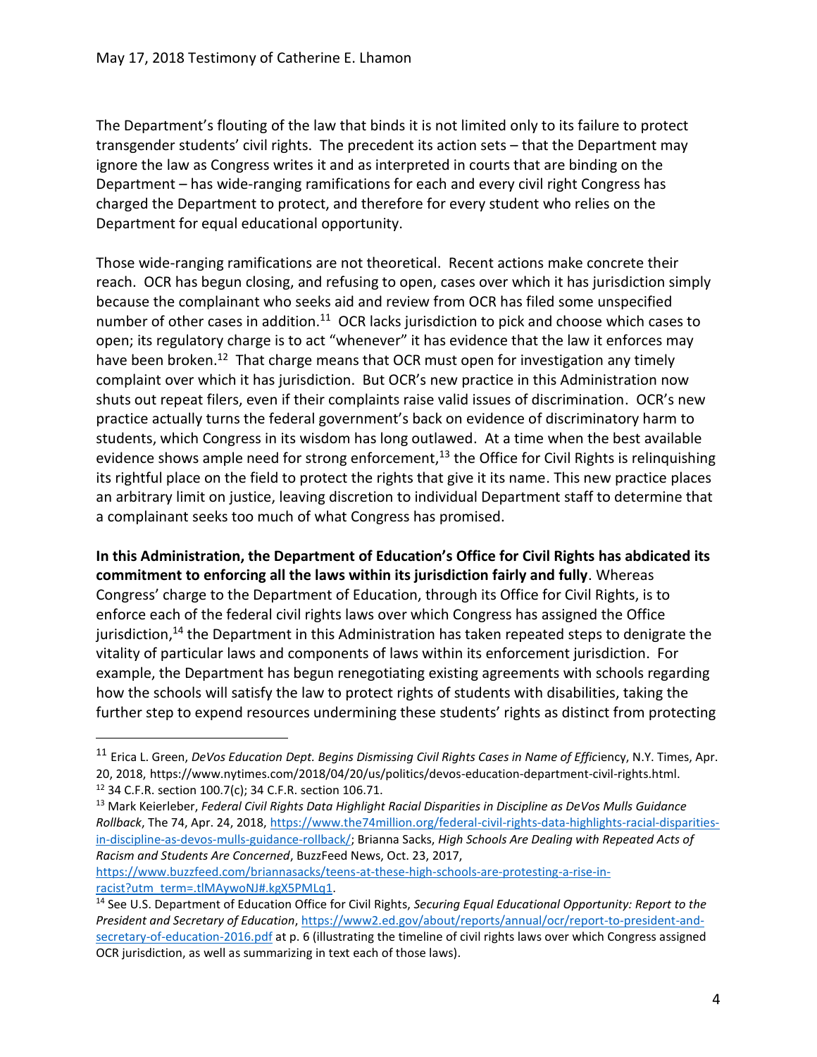The Department's flouting of the law that binds it is not limited only to its failure to protect transgender students' civil rights. The precedent its action sets – that the Department may ignore the law as Congress writes it and as interpreted in courts that are binding on the Department – has wide-ranging ramifications for each and every civil right Congress has charged the Department to protect, and therefore for every student who relies on the Department for equal educational opportunity.

Those wide-ranging ramifications are not theoretical. Recent actions make concrete their reach. OCR has begun closing, and refusing to open, cases over which it has jurisdiction simply because the complainant who seeks aid and review from OCR has filed some unspecified number of other cases in addition.[11] OCR lacks jurisdiction to pick and choose which cases to open; its regulatory charge is to act "whenever" it has evidence that the law it enforces may have been broken.[12] That charge means that OCR must open for investigation any timely complaint over which it has jurisdiction. But OCR's new practice in this Administration now shuts out repeat filers, even if their complaints raise valid issues of discrimination. OCR's new practice actually turns the federal government's back on evidence of discriminatory harm to students, which Congress in its wisdom has long outlawed. At a time when the best available evidence shows ample need for strong enforcement,[13] the Office for Civil Rights is relinquishing its rightful place on the field to protect the rights that give it its name. This new practice places an arbitrary limit on justice, leaving discretion to individual Department staff to determine that a complainant seeks too much of what Congress has promised.

**In this Administration, the Department of Education's Office for Civil Rights has abdicated its commitment to enforcing all the laws within its jurisdiction fairly and fully**. Whereas Congress' charge to the Department of Education, through its Office for Civil Rights, is to enforce each of the federal civil rights laws over which Congress has assigned the Office jurisdiction,[14] the Department in this Administration has taken repeated steps to denigrate the vitality of particular laws and components of laws within its enforcement jurisdiction. For example, the Department has begun renegotiating existing agreements with schools regarding how the schools will satisfy the law to protect rights of students with disabilities, taking the further step to expend resources undermining these students' rights as distinct from protecting

---

[11] Erica L. Green, *DeVos Education Dept. Begins Dismissing Civil Rights Cases in Name of Efficiency*, N.Y. Times, Apr. 20, 2018, https://www.nytimes.com/2018/04/20/us/politics/devos-education-department-civil-rights.html.

[12] 34 C.F.R. section 100.7(c); 34 C.F.R. section 106.71.

[13] Mark Keierleber, *Federal Civil Rights Data Highlight Racial Disparities in Discipline as DeVos Mulls Guidance Rollback*, The 74, Apr. 24, 2018, https://www.the74million.org/federal-civil-rights-data-highlights-racial-disparities-in-discipline-as-devos-mulls-guidance-rollback/; Brianna Sacks, *High Schools Are Dealing with Repeated Acts of Racism and Students Are Concerned*, BuzzFeed News, Oct. 23, 2017, https://www.buzzfeed.com/briannasacks/teens-at-these-high-schools-are-protesting-a-rise-in-racist?utm_term=.tlMAywoNJ#.kgX5PMLq1.

[14] See U.S. Department of Education Office for Civil Rights, *Securing Equal Educational Opportunity: Report to the President and Secretary of Education*, https://www2.ed.gov/about/reports/annual/ocr/report-to-president-and-secretary-of-education-2016.pdf at p. 6 (illustrating the timeline of civil rights laws over which Congress assigned OCR jurisdiction, as well as summarizing in text each of those laws).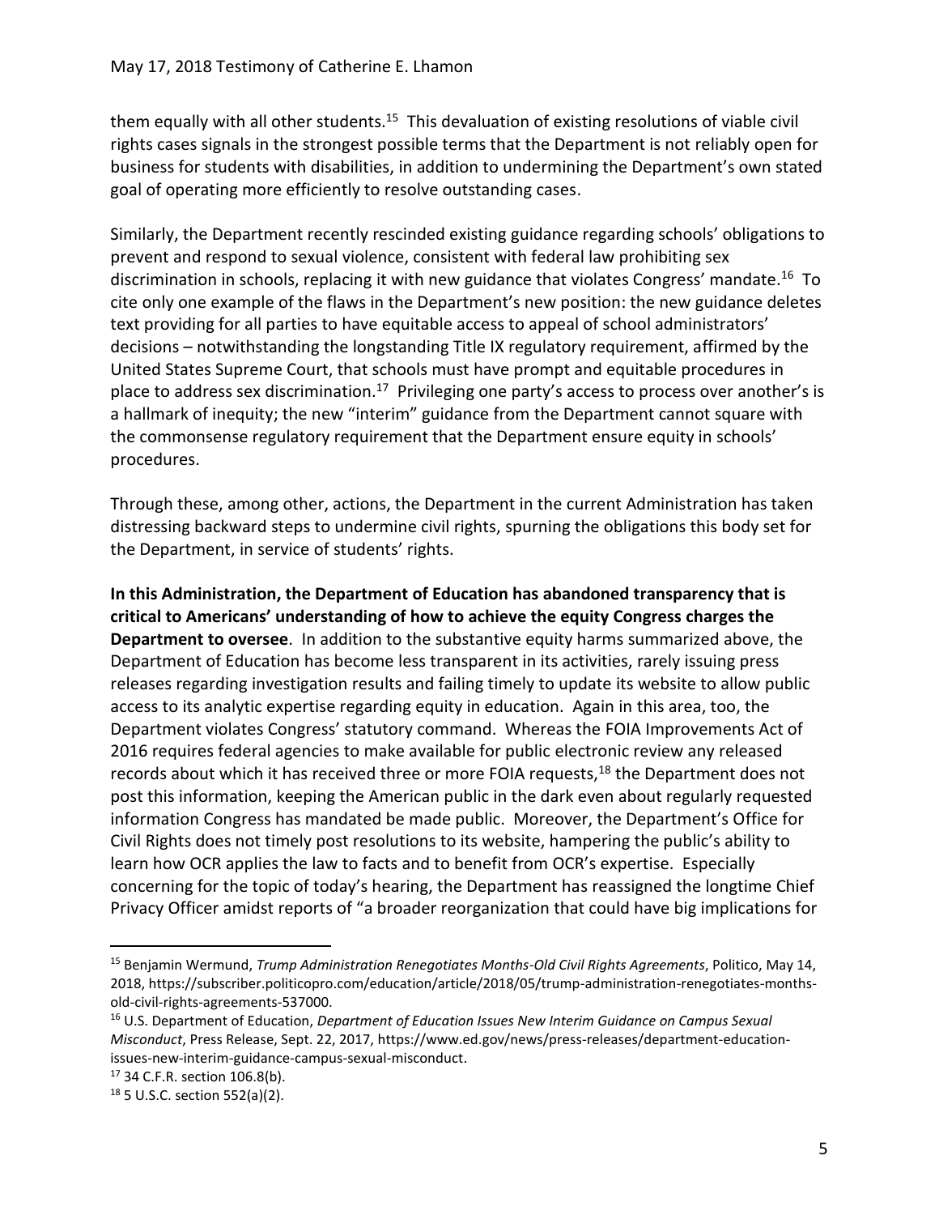them equally with all other students.[15] This devaluation of existing resolutions of viable civil rights cases signals in the strongest possible terms that the Department is not reliably open for business for students with disabilities, in addition to undermining the Department's own stated goal of operating more efficiently to resolve outstanding cases.

Similarly, the Department recently rescinded existing guidance regarding schools' obligations to prevent and respond to sexual violence, consistent with federal law prohibiting sex discrimination in schools, replacing it with new guidance that violates Congress' mandate.[16] To cite only one example of the flaws in the Department's new position: the new guidance deletes text providing for all parties to have equitable access to appeal of school administrators' decisions – notwithstanding the longstanding Title IX regulatory requirement, affirmed by the United States Supreme Court, that schools must have prompt and equitable procedures in place to address sex discrimination.[17] Privileging one party's access to process over another's is a hallmark of inequity; the new "interim" guidance from the Department cannot square with the commonsense regulatory requirement that the Department ensure equity in schools' procedures.

Through these, among other, actions, the Department in the current Administration has taken distressing backward steps to undermine civil rights, spurning the obligations this body set for the Department, in service of students' rights.

**In this Administration, the Department of Education has abandoned transparency that is critical to Americans' understanding of how to achieve the equity Congress charges the Department to oversee**. In addition to the substantive equity harms summarized above, the Department of Education has become less transparent in its activities, rarely issuing press releases regarding investigation results and failing timely to update its website to allow public access to its analytic expertise regarding equity in education. Again in this area, too, the Department violates Congress' statutory command. Whereas the FOIA Improvements Act of 2016 requires federal agencies to make available for public electronic review any released records about which it has received three or more FOIA requests,[18] the Department does not post this information, keeping the American public in the dark even about regularly requested information Congress has mandated be made public. Moreover, the Department's Office for Civil Rights does not timely post resolutions to its website, hampering the public's ability to learn how OCR applies the law to facts and to benefit from OCR's expertise. Especially concerning for the topic of today's hearing, the Department has reassigned the longtime Chief Privacy Officer amidst reports of "a broader reorganization that could have big implications for

---

[15] Benjamin Wermund, *Trump Administration Renegotiates Months-Old Civil Rights Agreements*, Politico, May 14, 2018, https://subscriber.politicopro.com/education/article/2018/05/trump-administration-renegotiates-months-old-civil-rights-agreements-537000.

[16] U.S. Department of Education, *Department of Education Issues New Interim Guidance on Campus Sexual Misconduct*, Press Release, Sept. 22, 2017, https://www.ed.gov/news/press-releases/department-education-issues-new-interim-guidance-campus-sexual-misconduct.

[17] 34 C.F.R. section 106.8(b).

[18] 5 U.S.C. section 552(a)(2).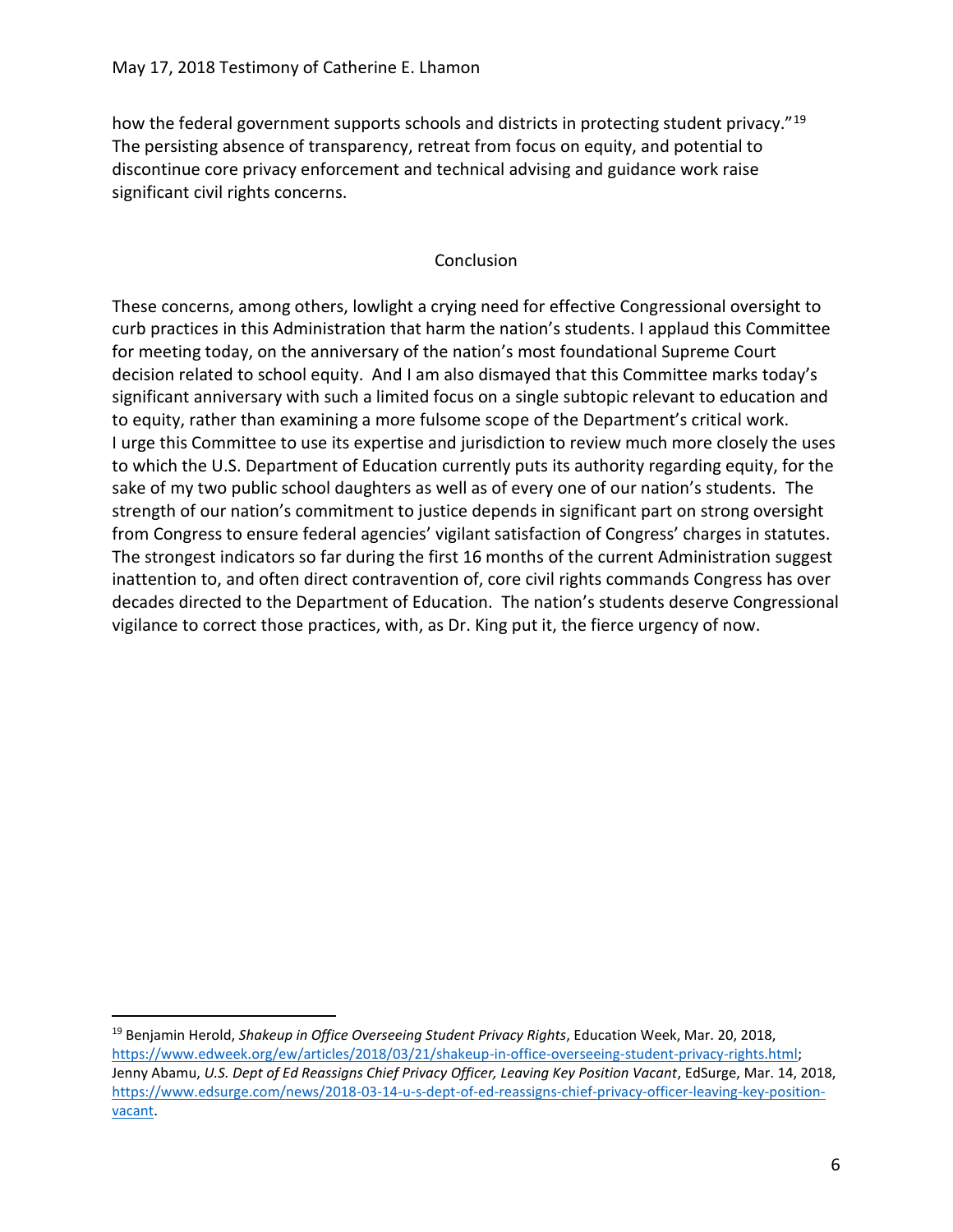how the federal government supports schools and districts in protecting student privacy."[19] The persisting absence of transparency, retreat from focus on equity, and potential to discontinue core privacy enforcement and technical advising and guidance work raise significant civil rights concerns.

## Conclusion

These concerns, among others, lowlight a crying need for effective Congressional oversight to curb practices in this Administration that harm the nation's students. I applaud this Committee for meeting today, on the anniversary of the nation's most foundational Supreme Court decision related to school equity. And I am also dismayed that this Committee marks today's significant anniversary with such a limited focus on a single subtopic relevant to education and to equity, rather than examining a more fulsome scope of the Department's critical work. I urge this Committee to use its expertise and jurisdiction to review much more closely the uses to which the U.S. Department of Education currently puts its authority regarding equity, for the sake of my two public school daughters as well as of every one of our nation's students. The strength of our nation's commitment to justice depends in significant part on strong oversight from Congress to ensure federal agencies' vigilant satisfaction of Congress' charges in statutes. The strongest indicators so far during the first 16 months of the current Administration suggest inattention to, and often direct contravention of, core civil rights commands Congress has over decades directed to the Department of Education. The nation's students deserve Congressional vigilance to correct those practices, with, as Dr. King put it, the fierce urgency of now.

---

[19] Benjamin Herold, *Shakeup in Office Overseeing Student Privacy Rights*, Education Week, Mar. 20, 2018, https://www.edweek.org/ew/articles/2018/03/21/shakeup-in-office-overseeing-student-privacy-rights.html; Jenny Abamu, *U.S. Dept of Ed Reassigns Chief Privacy Officer, Leaving Key Position Vacant*, EdSurge, Mar. 14, 2018, https://www.edsurge.com/news/2018-03-14-u-s-dept-of-ed-reassigns-chief-privacy-officer-leaving-key-position-vacant.